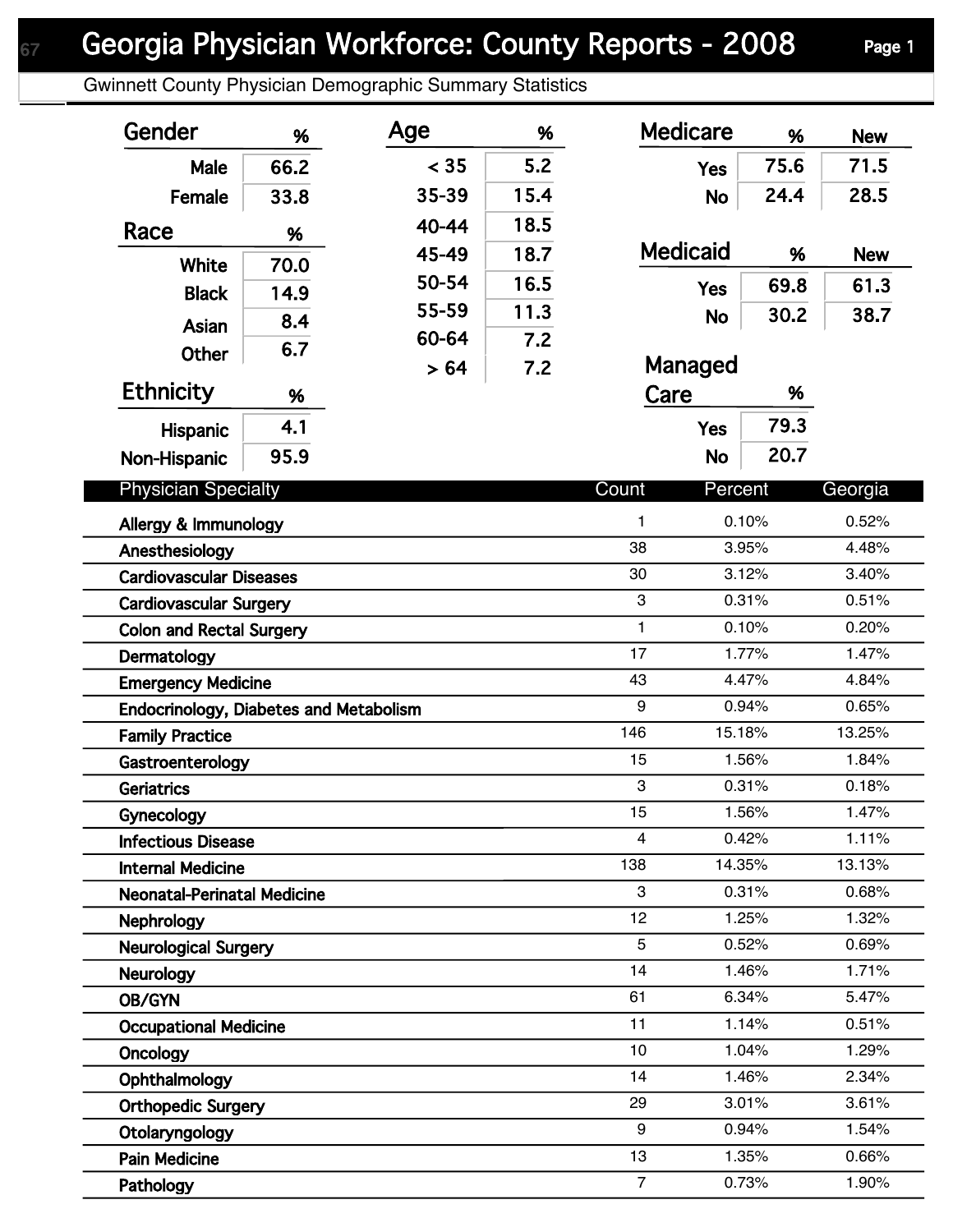# Georgia Physician Workforce: County Reports - 2008

Gwinnett County Physician Demographic Summary Statistics

## Gender

| Gender | % |
|---|---|
| Male | 66.2 |
| Female | 33.8 |

## Race

| Race | % |
|---|---|
| White | 70.0 |
| Black | 14.9 |
| Asian | 8.4 |
| Other | 6.7 |

## Ethnicity

| Ethnicity | % |
|---|---|
| Hispanic | 4.1 |
| Non-Hispanic | 95.9 |

## Age

| Age | % |
|---|---|
| < 35 | 5.2 |
| 35-39 | 15.4 |
| 40-44 | 18.5 |
| 45-49 | 18.7 |
| 50-54 | 16.5 |
| 55-59 | 11.3 |
| 60-64 | 7.2 |
| > 64 | 7.2 |

## Medicare

| Medicare | % | New |
|---|---|---|
| Yes | 75.6 | 71.5 |
| No | 24.4 | 28.5 |

## Medicaid

| Medicaid | % | New |
|---|---|---|
| Yes | 69.8 | 61.3 |
| No | 30.2 | 38.7 |

## Managed Care

| Managed Care | % |
|---|---|
| Yes | 79.3 |
| No | 20.7 |

## Physician Specialty

| Physician Specialty | Count | Percent | Georgia |
|---|---|---|---|
| Allergy & Immunology | 1 | 0.10% | 0.52% |
| Anesthesiology | 38 | 3.95% | 4.48% |
| Cardiovascular Diseases | 30 | 3.12% | 3.40% |
| Cardiovascular Surgery | 3 | 0.31% | 0.51% |
| Colon and Rectal Surgery | 1 | 0.10% | 0.20% |
| Dermatology | 17 | 1.77% | 1.47% |
| Emergency Medicine | 43 | 4.47% | 4.84% |
| Endocrinology, Diabetes and Metabolism | 9 | 0.94% | 0.65% |
| Family Practice | 146 | 15.18% | 13.25% |
| Gastroenterology | 15 | 1.56% | 1.84% |
| Geriatrics | 3 | 0.31% | 0.18% |
| Gynecology | 15 | 1.56% | 1.47% |
| Infectious Disease | 4 | 0.42% | 1.11% |
| Internal Medicine | 138 | 14.35% | 13.13% |
| Neonatal-Perinatal Medicine | 3 | 0.31% | 0.68% |
| Nephrology | 12 | 1.25% | 1.32% |
| Neurological Surgery | 5 | 0.52% | 0.69% |
| Neurology | 14 | 1.46% | 1.71% |
| OB/GYN | 61 | 6.34% | 5.47% |
| Occupational Medicine | 11 | 1.14% | 0.51% |
| Oncology | 10 | 1.04% | 1.29% |
| Ophthalmology | 14 | 1.46% | 2.34% |
| Orthopedic Surgery | 29 | 3.01% | 3.61% |
| Otolaryngology | 9 | 0.94% | 1.54% |
| Pain Medicine | 13 | 1.35% | 0.66% |
| Pathology | 7 | 0.73% | 1.90% |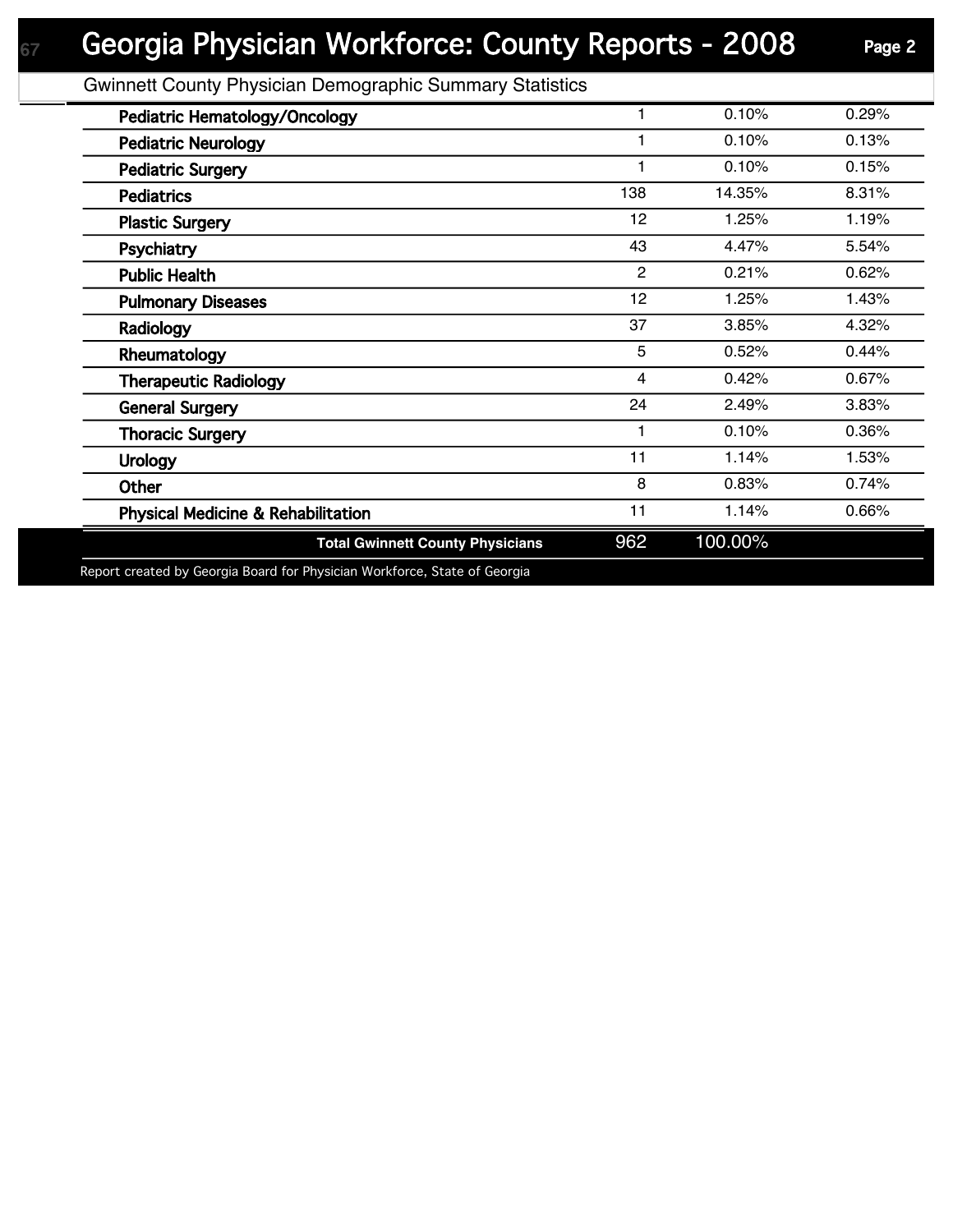## Gwinnett County Physician Demographic Summary Statistics

| | | | |
|---|---|---|---|
| **Pediatric Hematology/Oncology** | 1 | 0.10% | 0.29% |
| **Pediatric Neurology** | 1 | 0.10% | 0.13% |
| **Pediatric Surgery** | 1 | 0.10% | 0.15% |
| **Pediatrics** | 138 | 14.35% | 8.31% |
| **Plastic Surgery** | 12 | 1.25% | 1.19% |
| **Psychiatry** | 43 | 4.47% | 5.54% |
| **Public Health** | 2 | 0.21% | 0.62% |
| **Pulmonary Diseases** | 12 | 1.25% | 1.43% |
| **Radiology** | 37 | 3.85% | 4.32% |
| **Rheumatology** | 5 | 0.52% | 0.44% |
| **Therapeutic Radiology** | 4 | 0.42% | 0.67% |
| **General Surgery** | 24 | 2.49% | 3.83% |
| **Thoracic Surgery** | 1 | 0.10% | 0.36% |
| **Urology** | 11 | 1.14% | 1.53% |
| **Other** | 8 | 0.83% | 0.74% |
| **Physical Medicine & Rehabilitation** | 11 | 1.14% | 0.66% |
| **Total Gwinnett County Physicians** | 962 | 100.00% | |

Report created by Georgia Board for Physician Workforce, State of Georgia